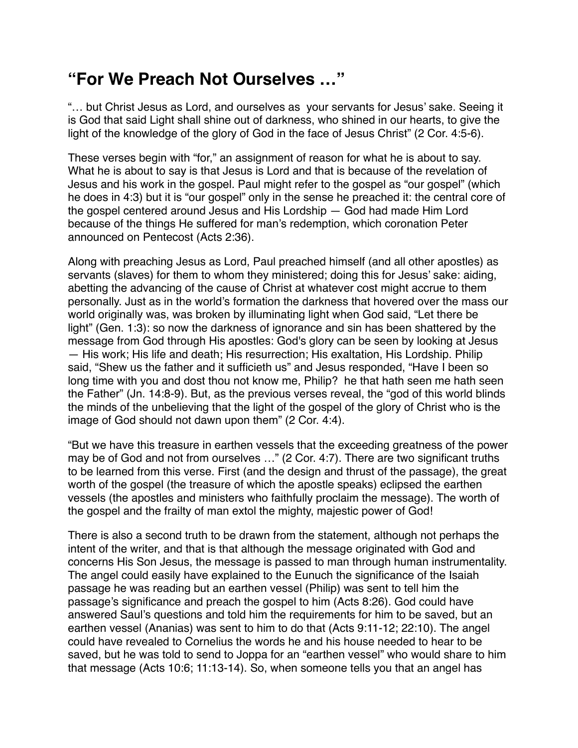# "For We Preach Not Ourselves …"

"… but Christ Jesus as Lord, and ourselves as  your servants for Jesus' sake. Seeing it is God that said Light shall shine out of darkness, who shined in our hearts, to give the light of the knowledge of the glory of God in the face of Jesus Christ" (2 Cor. 4:5-6).

These verses begin with "for," an assignment of reason for what he is about to say. What he is about to say is that Jesus is Lord and that is because of the revelation of Jesus and his work in the gospel. Paul might refer to the gospel as "our gospel" (which he does in 4:3) but it is "our gospel" only in the sense he preached it: the central core of the gospel centered around Jesus and His Lordship — God had made Him Lord because of the things He suffered for man's redemption, which coronation Peter announced on Pentecost (Acts 2:36).

Along with preaching Jesus as Lord, Paul preached himself (and all other apostles) as servants (slaves) for them to whom they ministered; doing this for Jesus' sake: aiding, abetting the advancing of the cause of Christ at whatever cost might accrue to them personally. Just as in the world's formation the darkness that hovered over the mass our world originally was, was broken by illuminating light when God said, "Let there be light" (Gen. 1:3): so now the darkness of ignorance and sin has been shattered by the message from God through His apostles: God's glory can be seen by looking at Jesus — His work; His life and death; His resurrection; His exaltation, His Lordship. Philip said, "Shew us the father and it sufficieth us" and Jesus responded, "Have I been so long time with you and dost thou not know me, Philip?  he that hath seen me hath seen the Father" (Jn. 14:8-9). But, as the previous verses reveal, the "god of this world blinds the minds of the unbelieving that the light of the gospel of the glory of Christ who is the image of God should not dawn upon them" (2 Cor. 4:4).

"But we have this treasure in earthen vessels that the exceeding greatness of the power may be of God and not from ourselves …" (2 Cor. 4:7). There are two significant truths to be learned from this verse. First (and the design and thrust of the passage), the great worth of the gospel (the treasure of which the apostle speaks) eclipsed the earthen vessels (the apostles and ministers who faithfully proclaim the message). The worth of the gospel and the frailty of man extol the mighty, majestic power of God!

There is also a second truth to be drawn from the statement, although not perhaps the intent of the writer, and that is that although the message originated with God and concerns His Son Jesus, the message is passed to man through human instrumentality. The angel could easily have explained to the Eunuch the significance of the Isaiah passage he was reading but an earthen vessel (Philip) was sent to tell him the passage's significance and preach the gospel to him (Acts 8:26). God could have answered Saul's questions and told him the requirements for him to be saved, but an earthen vessel (Ananias) was sent to him to do that (Acts 9:11-12; 22:10). The angel could have revealed to Cornelius the words he and his house needed to hear to be saved, but he was told to send to Joppa for an "earthen vessel" who would share to him that message (Acts 10:6; 11:13-14). So, when someone tells you that an angel has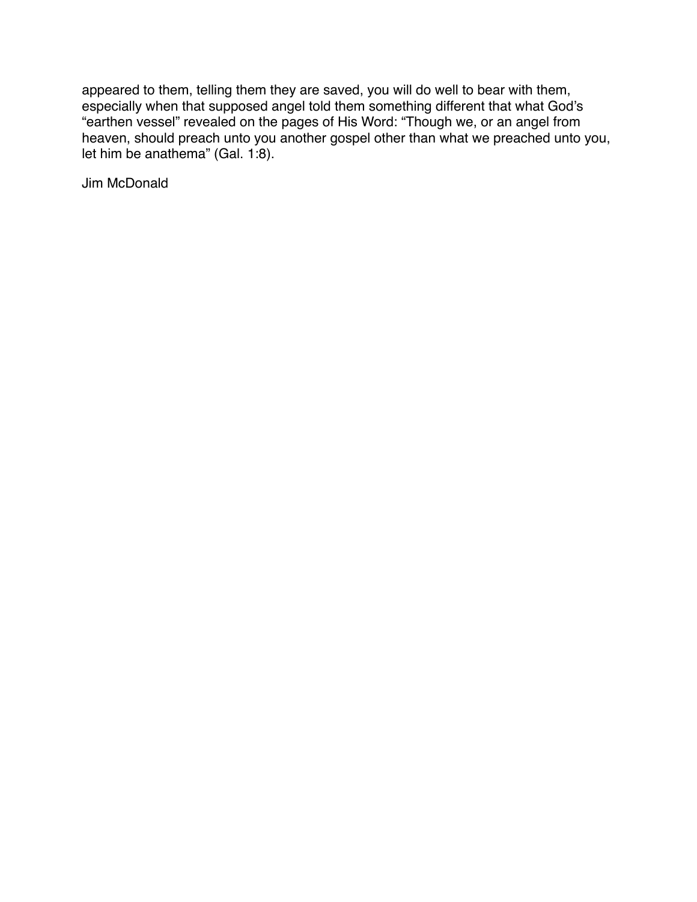appeared to them, telling them they are saved, you will do well to bear with them, especially when that supposed angel told them something different that what God's "earthen vessel" revealed on the pages of His Word: "Though we, or an angel from heaven, should preach unto you another gospel other than what we preached unto you, let him be anathema" (Gal. 1:8).

Jim McDonald